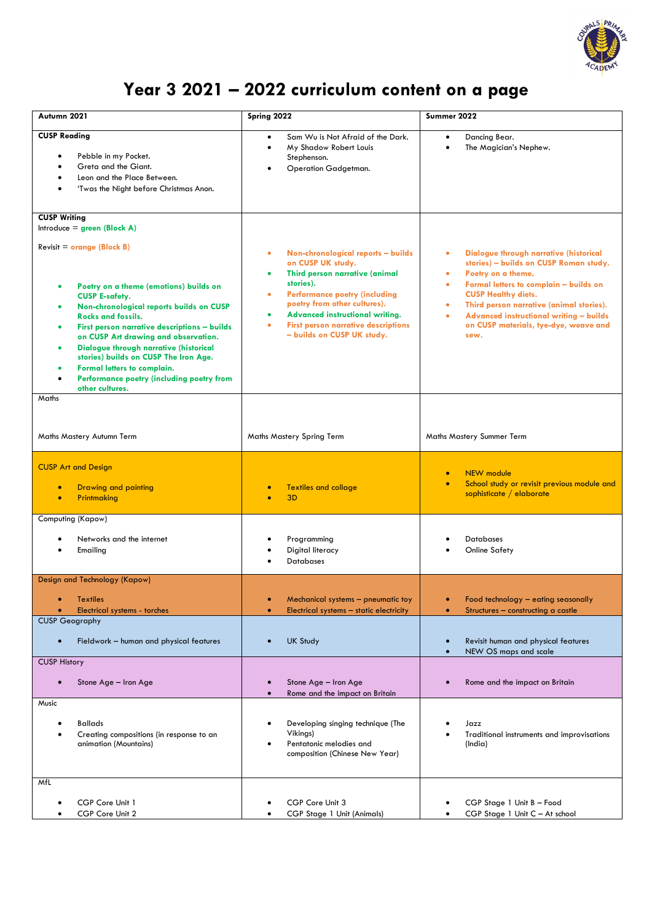# Year 3 2021 – 2022 curriculum content on a page

| Autumn 2021 | Spring 2022 | Summer 2022 |
|---|---|---|
| **CUSP Reading**<br>• Pebble in my Pocket.<br>• Greta and the Giant.<br>• Leon and the Place Between.<br>• 'Twas the Night before Christmas Anon. | • Sam Wu is Not Afraid of the Dark.<br>• My Shadow Robert Louis Stephenson.<br>• Operation Gadgetman. | • Dancing Bear.<br>• The Magician's Nephew. |
| **CUSP Writing**<br>Introduce = **green (Block A)**<br>Revisit = **orange (Block B)**<br>• **Poetry on a theme (emotions) builds on CUSP E-safety.**<br>• **Non-chronological reports builds on CUSP Rocks and fossils.**<br>• **First person narrative descriptions – builds on CUSP Art drawing and observation.**<br>• **Dialogue through narrative (historical stories) builds on CUSP The Iron Age.**<br>• **Formal letters to complain.**<br>• **Performance poetry (including poetry from other cultures.** | • **Non-chronological reports – builds on CUSP UK study.**<br>• **Third person narrative (animal stories).**<br>• **Performance poetry (including poetry from other cultures).**<br>• **Advanced instructional writing.**<br>• **First person narrative descriptions – builds on CUSP UK study.** | • **Dialogue through narrative (historical stories) – builds on CUSP Roman study.**<br>• **Poetry on a theme.**<br>• **Formal letters to complain – builds on CUSP Healthy diets.**<br>• **Third person narrative (animal stories).**<br>• **Advanced instructional writing – builds on CUSP materials, tye-dye, weave and sew.** |
| Maths<br>Maths Mastery Autumn Term | Maths Mastery Spring Term | Maths Mastery Summer Term |
| CUSP Art and Design<br>• Drawing and painting<br>• Printmaking | • Textiles and collage<br>• 3D | • NEW module<br>• School study or revisit previous module and sophisticate / elaborate |
| Computing (Kapow)<br>• Networks and the internet<br>• Emailing | • Programming<br>• Digital literacy<br>• Databases | • Databases<br>• Online Safety |
| Design and Technology (Kapow)<br>• Textiles<br>• Electrical systems - torches | • Mechanical systems – pneumatic toy<br>• Electrical systems – static electricity | • Food technology – eating seasonally<br>• Structures – constructing a castle |
| CUSP Geography<br>• Fieldwork – human and physical features | • UK Study | • Revisit human and physical features<br>• NEW OS maps and scale |
| CUSP History<br>• Stone Age – Iron Age | • Stone Age – Iron Age<br>• Rome and the impact on Britain | • Rome and the impact on Britain |
| Music<br>• Ballads<br>• Creating compositions (in response to an animation (Mountains) | • Developing singing technique (The Vikings)<br>• Pentatonic melodies and composition (Chinese New Year) | • Jazz<br>• Traditional instruments and improvisations (India) |
| MfL<br>• CGP Core Unit 1<br>• CGP Core Unit 2 | • CGP Core Unit 3<br>• CGP Stage 1 Unit (Animals) | • CGP Stage 1 Unit B – Food<br>• CGP Stage 1 Unit C – At school |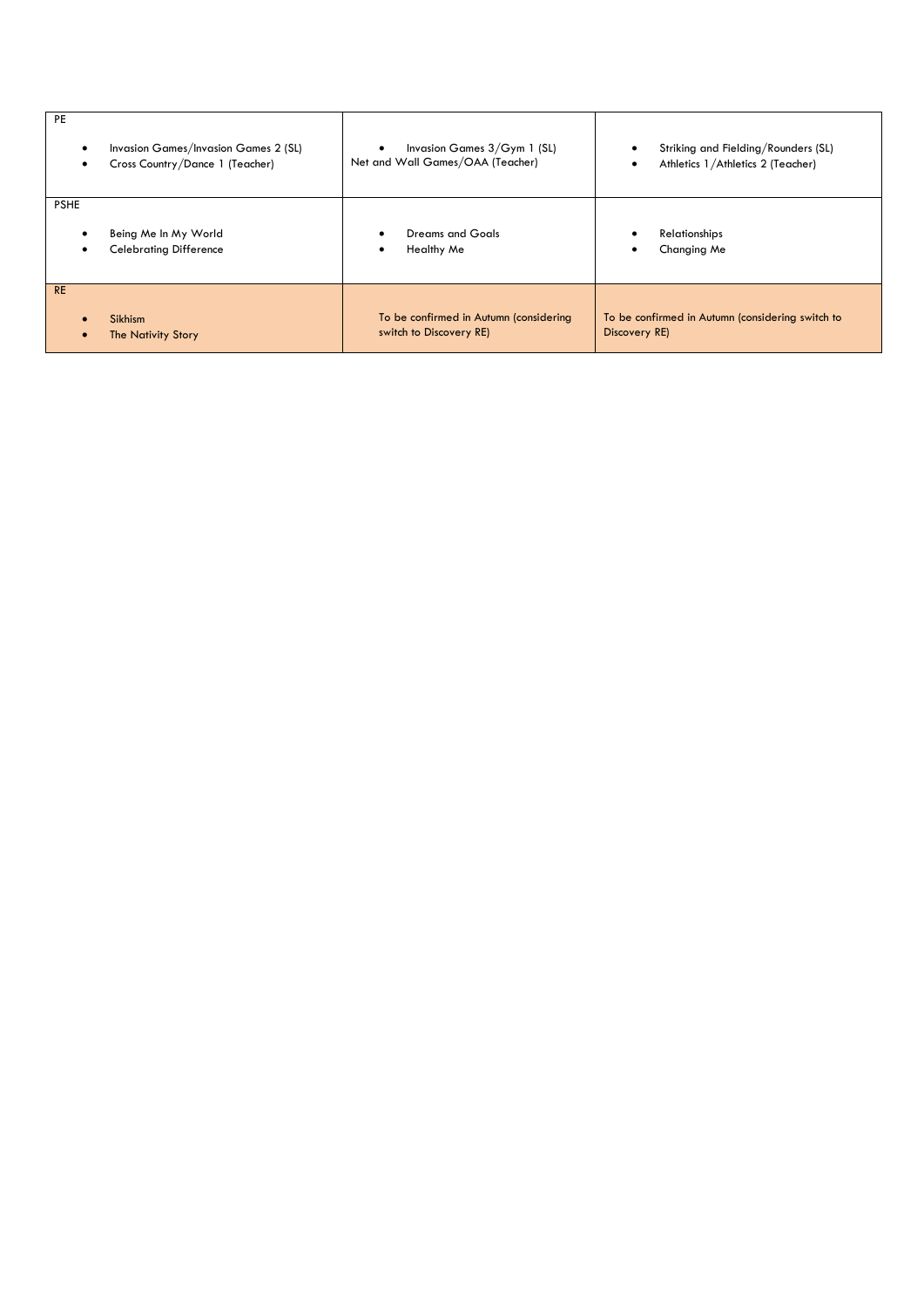| | | |
|---|---|---|
| PE<br>• Invasion Games/Invasion Games 2 (SL)<br>• Cross Country/Dance 1 (Teacher) | • Invasion Games 3/Gym 1 (SL)<br>Net and Wall Games/OAA (Teacher) | • Striking and Fielding/Rounders (SL)<br>• Athletics 1/Athletics 2 (Teacher) |
| PSHE<br>• Being Me In My World<br>• Celebrating Difference | • Dreams and Goals<br>• Healthy Me | • Relationships<br>• Changing Me |
| RE<br>• Sikhism<br>• The Nativity Story | To be confirmed in Autumn (considering switch to Discovery RE) | To be confirmed in Autumn (considering switch to Discovery RE) |